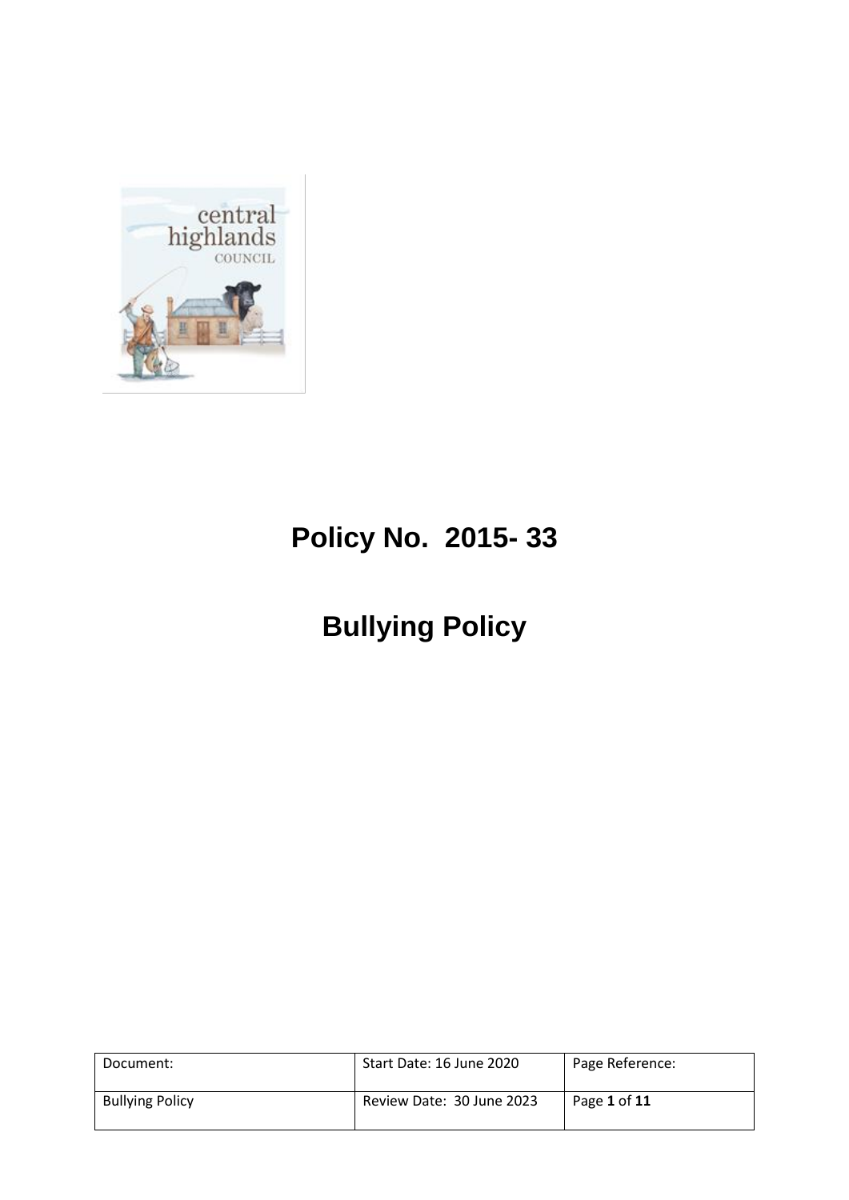# Policy No. 2015- 33

# Bullying Policy

| Document: | Start Date: 16 June 2020 | Page Reference: |
|---|---|---|
| Bullying Policy | Review Date: 30 June 2023 | Page **1** of **11** |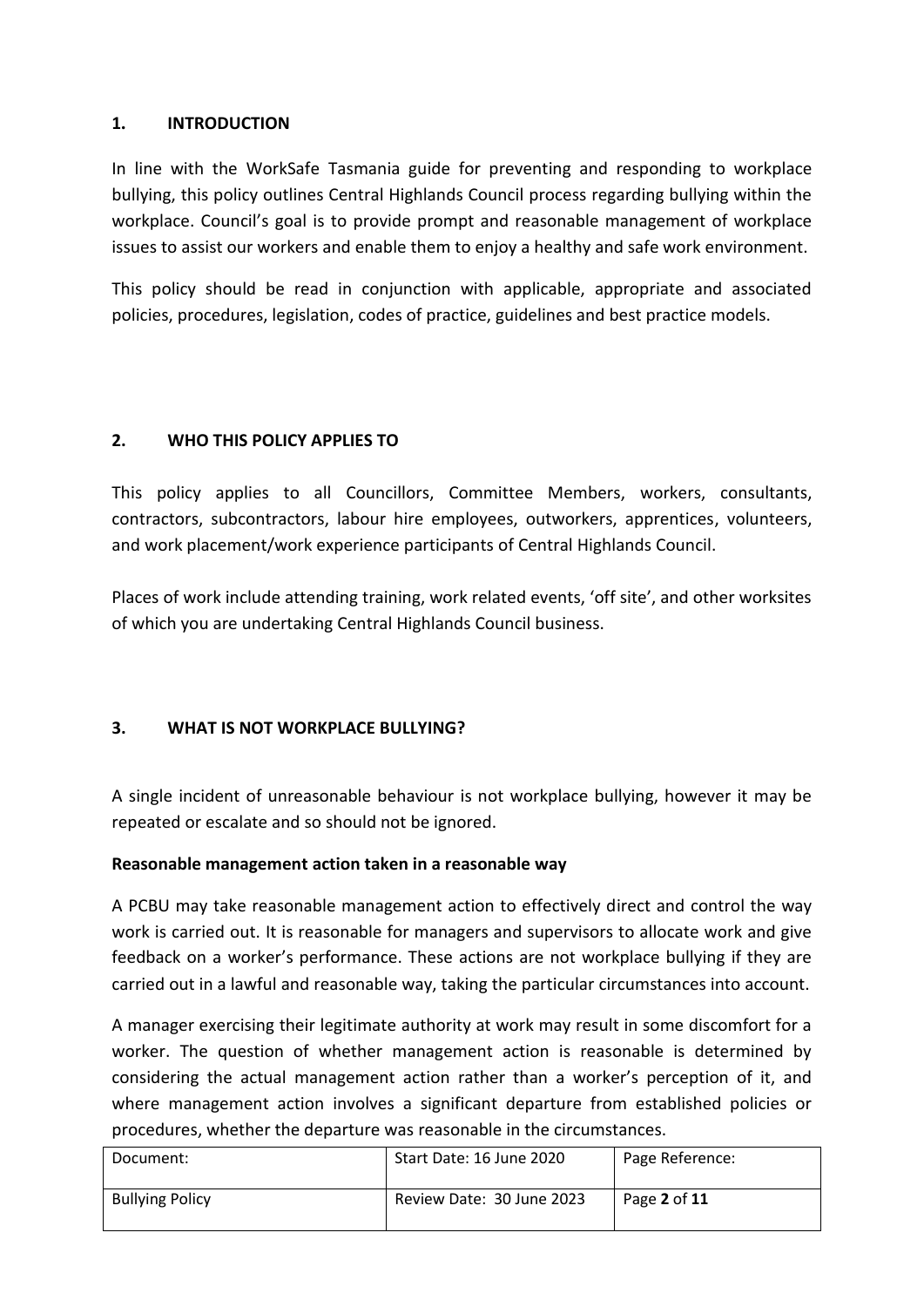## 1. INTRODUCTION

In line with the WorkSafe Tasmania guide for preventing and responding to workplace bullying, this policy outlines Central Highlands Council process regarding bullying within the workplace. Council's goal is to provide prompt and reasonable management of workplace issues to assist our workers and enable them to enjoy a healthy and safe work environment.

This policy should be read in conjunction with applicable, appropriate and associated policies, procedures, legislation, codes of practice, guidelines and best practice models.

## 2. WHO THIS POLICY APPLIES TO

This policy applies to all Councillors, Committee Members, workers, consultants, contractors, subcontractors, labour hire employees, outworkers, apprentices, volunteers, and work placement/work experience participants of Central Highlands Council.

Places of work include attending training, work related events, 'off site', and other worksites of which you are undertaking Central Highlands Council business.

## 3. WHAT IS NOT WORKPLACE BULLYING?

A single incident of unreasonable behaviour is not workplace bullying, however it may be repeated or escalate and so should not be ignored.

**Reasonable management action taken in a reasonable way**

A PCBU may take reasonable management action to effectively direct and control the way work is carried out. It is reasonable for managers and supervisors to allocate work and give feedback on a worker's performance. These actions are not workplace bullying if they are carried out in a lawful and reasonable way, taking the particular circumstances into account.

A manager exercising their legitimate authority at work may result in some discomfort for a worker. The question of whether management action is reasonable is determined by considering the actual management action rather than a worker's perception of it, and where management action involves a significant departure from established policies or procedures, whether the departure was reasonable in the circumstances.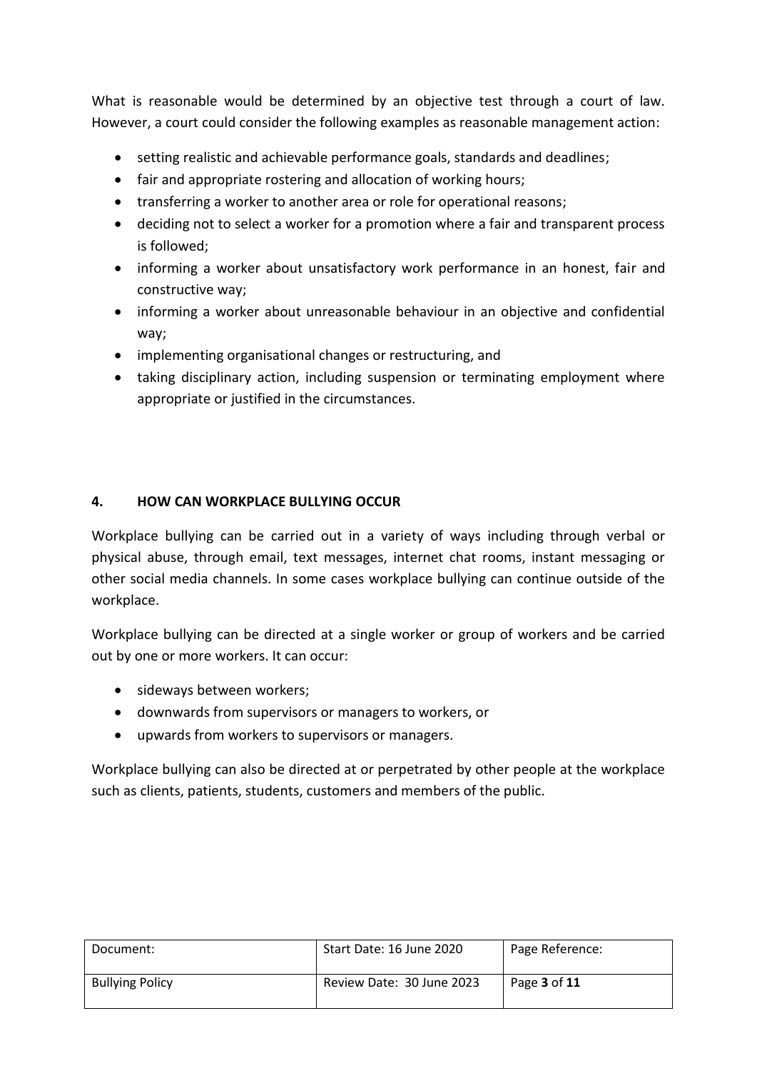What is reasonable would be determined by an objective test through a court of law. However, a court could consider the following examples as reasonable management action:

- setting realistic and achievable performance goals, standards and deadlines;
- fair and appropriate rostering and allocation of working hours;
- transferring a worker to another area or role for operational reasons;
- deciding not to select a worker for a promotion where a fair and transparent process is followed;
- informing a worker about unsatisfactory work performance in an honest, fair and constructive way;
- informing a worker about unreasonable behaviour in an objective and confidential way;
- implementing organisational changes or restructuring, and
- taking disciplinary action, including suspension or terminating employment where appropriate or justified in the circumstances.

## 4. HOW CAN WORKPLACE BULLYING OCCUR

Workplace bullying can be carried out in a variety of ways including through verbal or physical abuse, through email, text messages, internet chat rooms, instant messaging or other social media channels. In some cases workplace bullying can continue outside of the workplace.

Workplace bullying can be directed at a single worker or group of workers and be carried out by one or more workers. It can occur:

- sideways between workers;
- downwards from supervisors or managers to workers, or
- upwards from workers to supervisors or managers.

Workplace bullying can also be directed at or perpetrated by other people at the workplace such as clients, patients, students, customers and members of the public.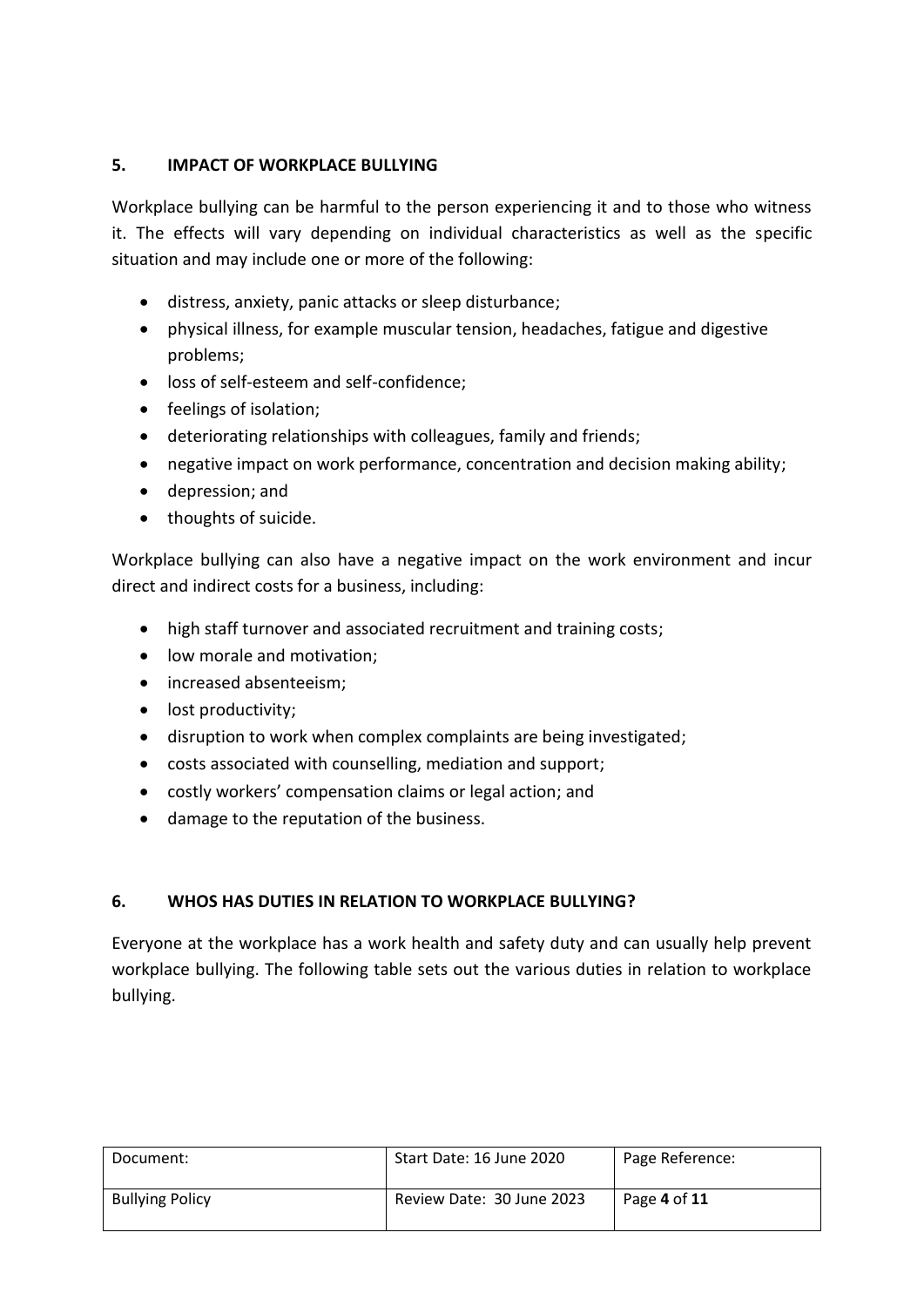## 5. IMPACT OF WORKPLACE BULLYING

Workplace bullying can be harmful to the person experiencing it and to those who witness it. The effects will vary depending on individual characteristics as well as the specific situation and may include one or more of the following:

- distress, anxiety, panic attacks or sleep disturbance;
- physical illness, for example muscular tension, headaches, fatigue and digestive problems;
- loss of self-esteem and self-confidence;
- feelings of isolation;
- deteriorating relationships with colleagues, family and friends;
- negative impact on work performance, concentration and decision making ability;
- depression; and
- thoughts of suicide.

Workplace bullying can also have a negative impact on the work environment and incur direct and indirect costs for a business, including:

- high staff turnover and associated recruitment and training costs;
- low morale and motivation;
- increased absenteeism;
- lost productivity;
- disruption to work when complex complaints are being investigated;
- costs associated with counselling, mediation and support;
- costly workers' compensation claims or legal action; and
- damage to the reputation of the business.

## 6. WHOS HAS DUTIES IN RELATION TO WORKPLACE BULLYING?

Everyone at the workplace has a work health and safety duty and can usually help prevent workplace bullying. The following table sets out the various duties in relation to workplace bullying.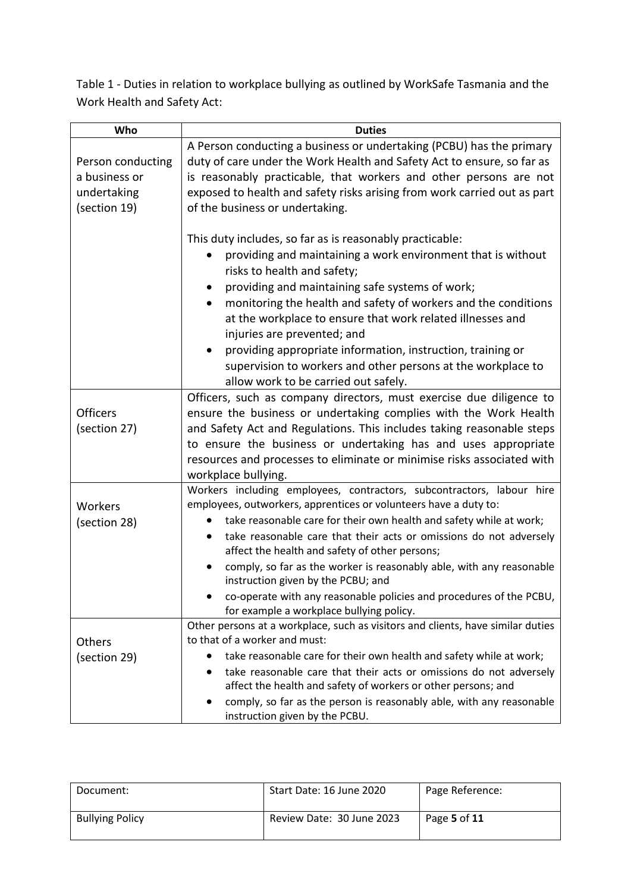Table 1 - Duties in relation to workplace bullying as outlined by WorkSafe Tasmania and the Work Health and Safety Act:

| Who | Duties |
|---|---|
| Person conducting a business or undertaking (section 19) | A Person conducting a business or undertaking (PCBU) has the primary duty of care under the Work Health and Safety Act to ensure, so far as is reasonably practicable, that workers and other persons are not exposed to health and safety risks arising from work carried out as part of the business or undertaking.<br><br>This duty includes, so far as is reasonably practicable:<br>• providing and maintaining a work environment that is without risks to health and safety;<br>• providing and maintaining safe systems of work;<br>• monitoring the health and safety of workers and the conditions at the workplace to ensure that work related illnesses and injuries are prevented; and<br>• providing appropriate information, instruction, training or supervision to workers and other persons at the workplace to allow work to be carried out safely. |
| Officers (section 27) | Officers, such as company directors, must exercise due diligence to ensure the business or undertaking complies with the Work Health and Safety Act and Regulations. This includes taking reasonable steps to ensure the business or undertaking has and uses appropriate resources and processes to eliminate or minimise risks associated with workplace bullying. |
| Workers (section 28) | Workers including employees, contractors, subcontractors, labour hire employees, outworkers, apprentices or volunteers have a duty to:<br>• take reasonable care for their own health and safety while at work;<br>• take reasonable care that their acts or omissions do not adversely affect the health and safety of other persons;<br>• comply, so far as the worker is reasonably able, with any reasonable instruction given by the PCBU; and<br>• co-operate with any reasonable policies and procedures of the PCBU, for example a workplace bullying policy. |
| Others (section 29) | Other persons at a workplace, such as visitors and clients, have similar duties to that of a worker and must:<br>• take reasonable care for their own health and safety while at work;<br>• take reasonable care that their acts or omissions do not adversely affect the health and safety of workers or other persons; and<br>• comply, so far as the person is reasonably able, with any reasonable instruction given by the PCBU. |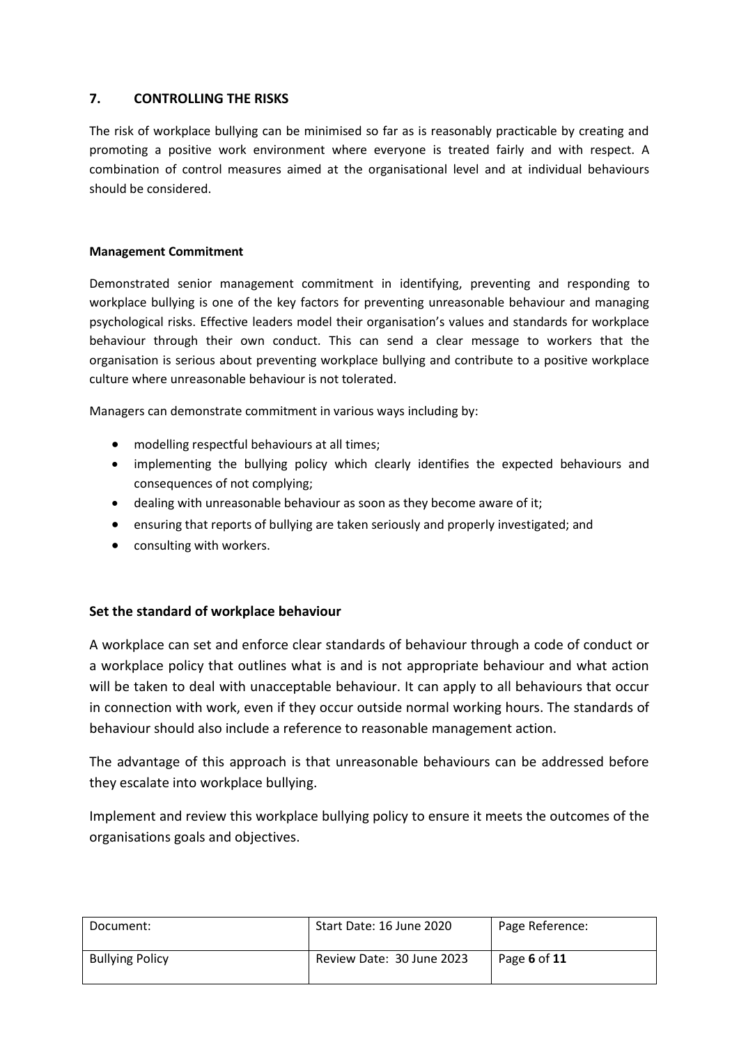## 7. CONTROLLING THE RISKS

The risk of workplace bullying can be minimised so far as is reasonably practicable by creating and promoting a positive work environment where everyone is treated fairly and with respect. A combination of control measures aimed at the organisational level and at individual behaviours should be considered.

### Management Commitment

Demonstrated senior management commitment in identifying, preventing and responding to workplace bullying is one of the key factors for preventing unreasonable behaviour and managing psychological risks. Effective leaders model their organisation's values and standards for workplace behaviour through their own conduct. This can send a clear message to workers that the organisation is serious about preventing workplace bullying and contribute to a positive workplace culture where unreasonable behaviour is not tolerated.

Managers can demonstrate commitment in various ways including by:

- modelling respectful behaviours at all times;
- implementing the bullying policy which clearly identifies the expected behaviours and consequences of not complying;
- dealing with unreasonable behaviour as soon as they become aware of it;
- ensuring that reports of bullying are taken seriously and properly investigated; and
- consulting with workers.

### Set the standard of workplace behaviour

A workplace can set and enforce clear standards of behaviour through a code of conduct or a workplace policy that outlines what is and is not appropriate behaviour and what action will be taken to deal with unacceptable behaviour. It can apply to all behaviours that occur in connection with work, even if they occur outside normal working hours. The standards of behaviour should also include a reference to reasonable management action.

The advantage of this approach is that unreasonable behaviours can be addressed before they escalate into workplace bullying.

Implement and review this workplace bullying policy to ensure it meets the outcomes of the organisations goals and objectives.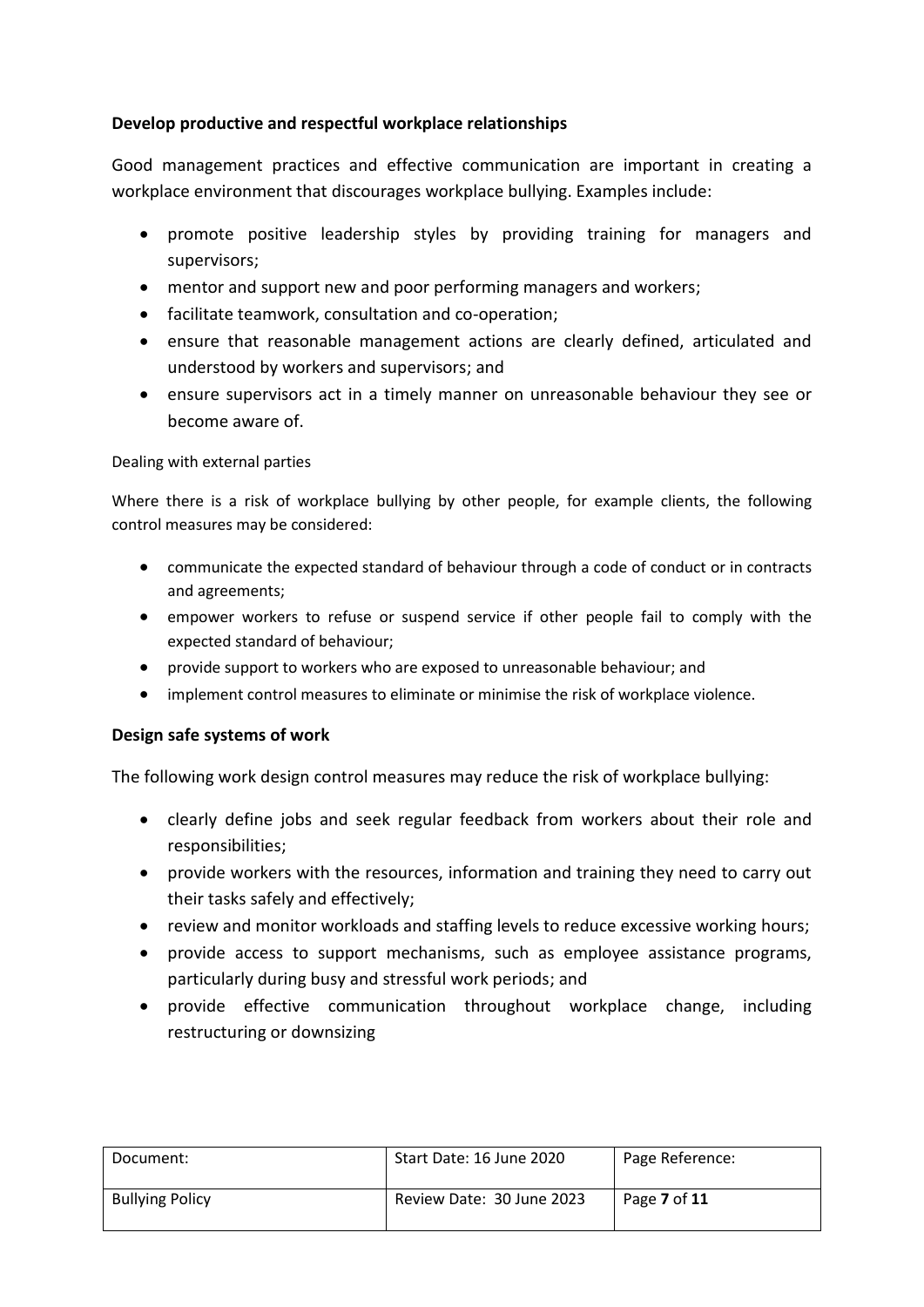**Develop productive and respectful workplace relationships**

Good management practices and effective communication are important in creating a workplace environment that discourages workplace bullying. Examples include:

- promote positive leadership styles by providing training for managers and supervisors;
- mentor and support new and poor performing managers and workers;
- facilitate teamwork, consultation and co-operation;
- ensure that reasonable management actions are clearly defined, articulated and understood by workers and supervisors; and
- ensure supervisors act in a timely manner on unreasonable behaviour they see or become aware of.

Dealing with external parties

Where there is a risk of workplace bullying by other people, for example clients, the following control measures may be considered:

- communicate the expected standard of behaviour through a code of conduct or in contracts and agreements;
- empower workers to refuse or suspend service if other people fail to comply with the expected standard of behaviour;
- provide support to workers who are exposed to unreasonable behaviour; and
- implement control measures to eliminate or minimise the risk of workplace violence.

**Design safe systems of work**

The following work design control measures may reduce the risk of workplace bullying:

- clearly define jobs and seek regular feedback from workers about their role and responsibilities;
- provide workers with the resources, information and training they need to carry out their tasks safely and effectively;
- review and monitor workloads and staffing levels to reduce excessive working hours;
- provide access to support mechanisms, such as employee assistance programs, particularly during busy and stressful work periods; and
- provide effective communication throughout workplace change, including restructuring or downsizing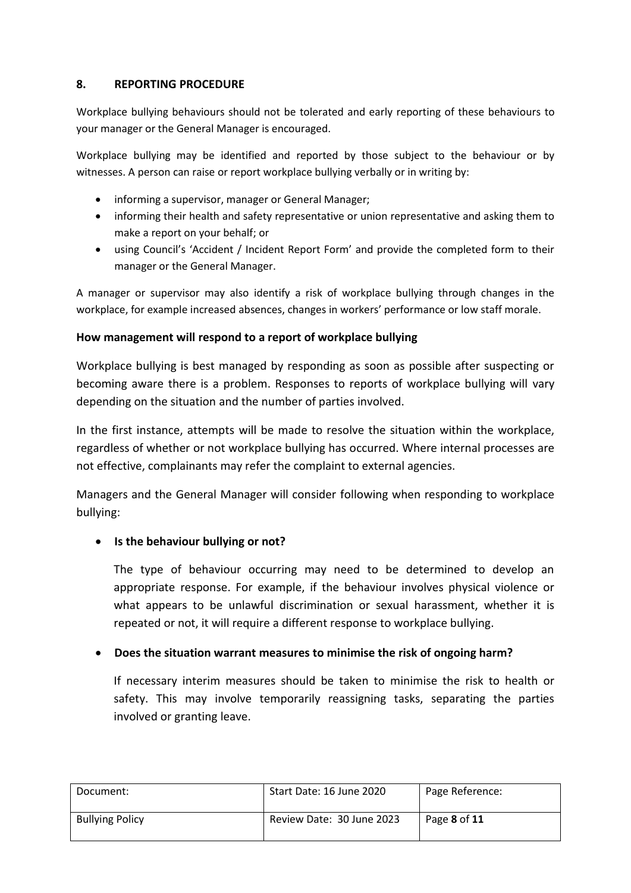## 8. REPORTING PROCEDURE

Workplace bullying behaviours should not be tolerated and early reporting of these behaviours to your manager or the General Manager is encouraged.

Workplace bullying may be identified and reported by those subject to the behaviour or by witnesses. A person can raise or report workplace bullying verbally or in writing by:

- informing a supervisor, manager or General Manager;
- informing their health and safety representative or union representative and asking them to make a report on your behalf; or
- using Council's 'Accident / Incident Report Form' and provide the completed form to their manager or the General Manager.

A manager or supervisor may also identify a risk of workplace bullying through changes in the workplace, for example increased absences, changes in workers' performance or low staff morale.

### How management will respond to a report of workplace bullying

Workplace bullying is best managed by responding as soon as possible after suspecting or becoming aware there is a problem. Responses to reports of workplace bullying will vary depending on the situation and the number of parties involved.

In the first instance, attempts will be made to resolve the situation within the workplace, regardless of whether or not workplace bullying has occurred. Where internal processes are not effective, complainants may refer the complaint to external agencies.

Managers and the General Manager will consider following when responding to workplace bullying:

- **Is the behaviour bullying or not?**

  The type of behaviour occurring may need to be determined to develop an appropriate response. For example, if the behaviour involves physical violence or what appears to be unlawful discrimination or sexual harassment, whether it is repeated or not, it will require a different response to workplace bullying.

- **Does the situation warrant measures to minimise the risk of ongoing harm?**

  If necessary interim measures should be taken to minimise the risk to health or safety. This may involve temporarily reassigning tasks, separating the parties involved or granting leave.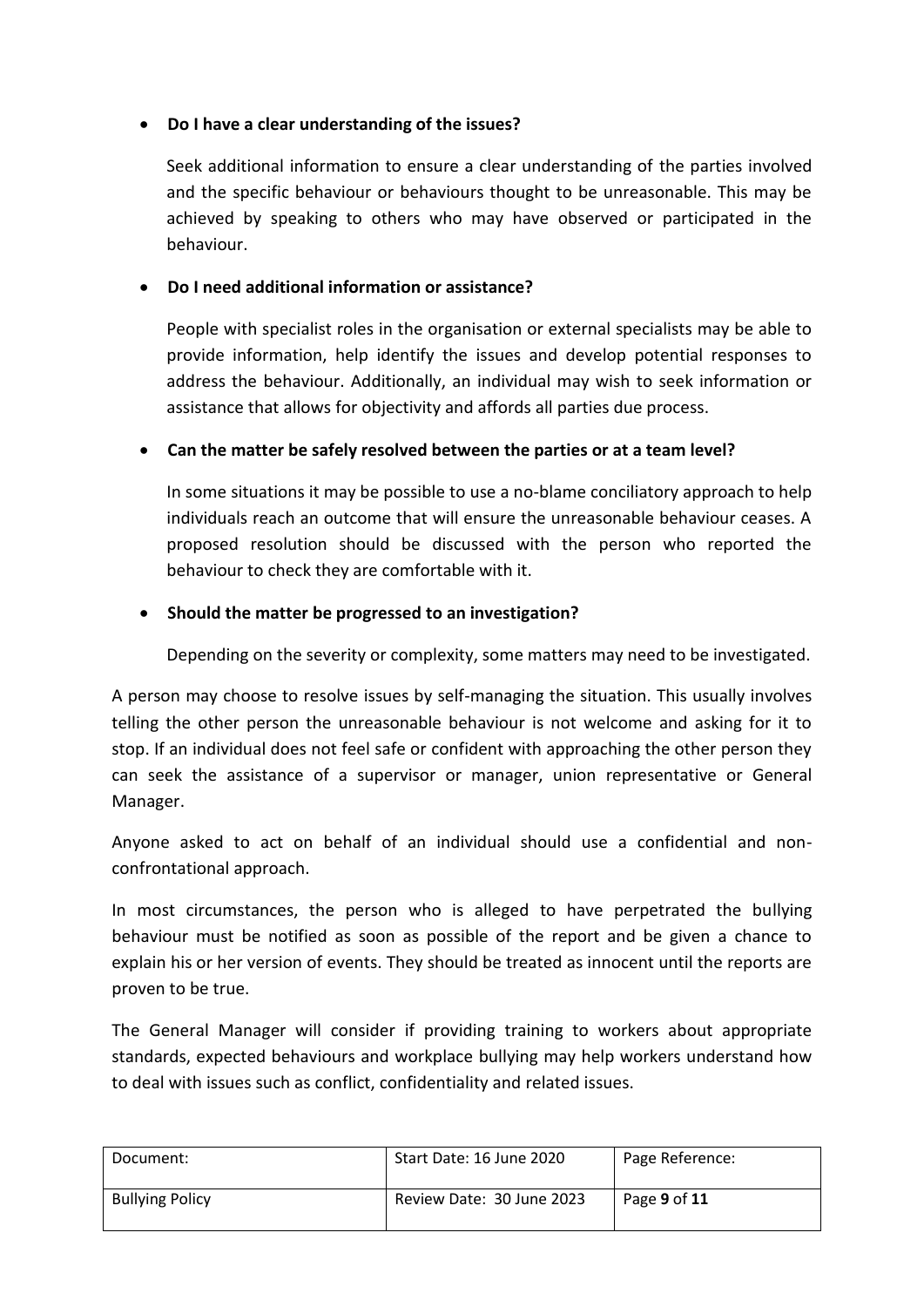- **Do I have a clear understanding of the issues?**

  Seek additional information to ensure a clear understanding of the parties involved and the specific behaviour or behaviours thought to be unreasonable. This may be achieved by speaking to others who may have observed or participated in the behaviour.

- **Do I need additional information or assistance?**

  People with specialist roles in the organisation or external specialists may be able to provide information, help identify the issues and develop potential responses to address the behaviour. Additionally, an individual may wish to seek information or assistance that allows for objectivity and affords all parties due process.

- **Can the matter be safely resolved between the parties or at a team level?**

  In some situations it may be possible to use a no-blame conciliatory approach to help individuals reach an outcome that will ensure the unreasonable behaviour ceases. A proposed resolution should be discussed with the person who reported the behaviour to check they are comfortable with it.

- **Should the matter be progressed to an investigation?**

  Depending on the severity or complexity, some matters may need to be investigated.

A person may choose to resolve issues by self-managing the situation. This usually involves telling the other person the unreasonable behaviour is not welcome and asking for it to stop. If an individual does not feel safe or confident with approaching the other person they can seek the assistance of a supervisor or manager, union representative or General Manager.

Anyone asked to act on behalf of an individual should use a confidential and non-confrontational approach.

In most circumstances, the person who is alleged to have perpetrated the bullying behaviour must be notified as soon as possible of the report and be given a chance to explain his or her version of events. They should be treated as innocent until the reports are proven to be true.

The General Manager will consider if providing training to workers about appropriate standards, expected behaviours and workplace bullying may help workers understand how to deal with issues such as conflict, confidentiality and related issues.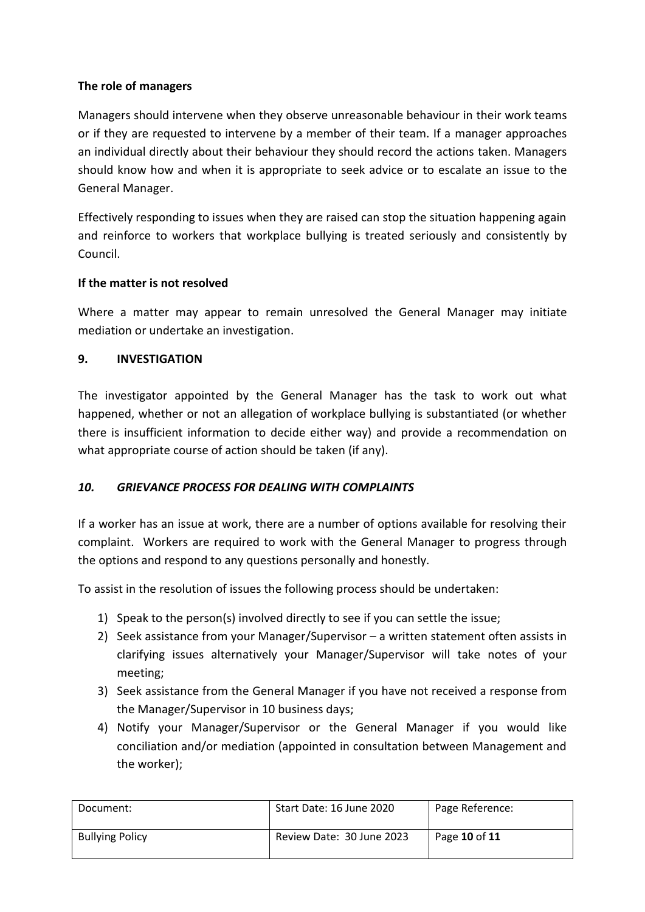**The role of managers**

Managers should intervene when they observe unreasonable behaviour in their work teams or if they are requested to intervene by a member of their team. If a manager approaches an individual directly about their behaviour they should record the actions taken. Managers should know how and when it is appropriate to seek advice or to escalate an issue to the General Manager.

Effectively responding to issues when they are raised can stop the situation happening again and reinforce to workers that workplace bullying is treated seriously and consistently by Council.

**If the matter is not resolved**

Where a matter may appear to remain unresolved the General Manager may initiate mediation or undertake an investigation.

## 9. INVESTIGATION

The investigator appointed by the General Manager has the task to work out what happened, whether or not an allegation of workplace bullying is substantiated (or whether there is insufficient information to decide either way) and provide a recommendation on what appropriate course of action should be taken (if any).

## *10. GRIEVANCE PROCESS FOR DEALING WITH COMPLAINTS*

If a worker has an issue at work, there are a number of options available for resolving their complaint. Workers are required to work with the General Manager to progress through the options and respond to any questions personally and honestly.

To assist in the resolution of issues the following process should be undertaken:

1) Speak to the person(s) involved directly to see if you can settle the issue;
2) Seek assistance from your Manager/Supervisor – a written statement often assists in clarifying issues alternatively your Manager/Supervisor will take notes of your meeting;
3) Seek assistance from the General Manager if you have not received a response from the Manager/Supervisor in 10 business days;
4) Notify your Manager/Supervisor or the General Manager if you would like conciliation and/or mediation (appointed in consultation between Management and the worker);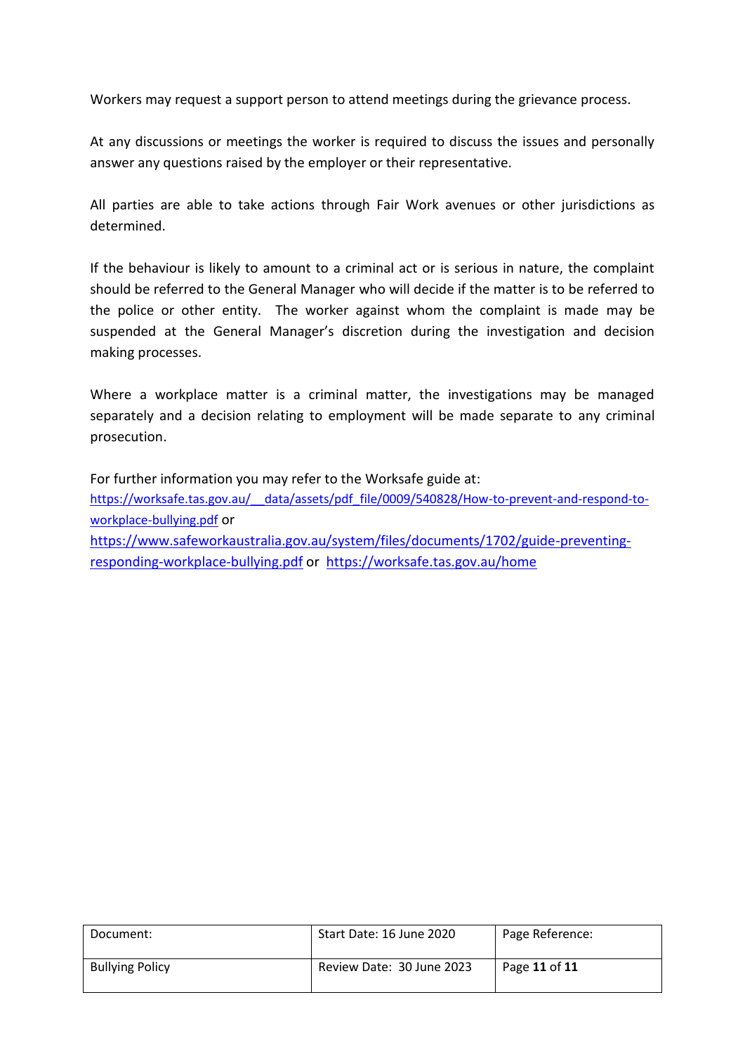Workers may request a support person to attend meetings during the grievance process.

At any discussions or meetings the worker is required to discuss the issues and personally answer any questions raised by the employer or their representative.

All parties are able to take actions through Fair Work avenues or other jurisdictions as determined.

If the behaviour is likely to amount to a criminal act or is serious in nature, the complaint should be referred to the General Manager who will decide if the matter is to be referred to the police or other entity. The worker against whom the complaint is made may be suspended at the General Manager's discretion during the investigation and decision making processes.

Where a workplace matter is a criminal matter, the investigations may be managed separately and a decision relating to employment will be made separate to any criminal prosecution.

For further information you may refer to the Worksafe guide at:
https://worksafe.tas.gov.au/__data/assets/pdf_file/0009/540828/How-to-prevent-and-respond-to-workplace-bullying.pdf or
https://www.safeworkaustralia.gov.au/system/files/documents/1702/guide-preventing-responding-workplace-bullying.pdf or https://worksafe.tas.gov.au/home